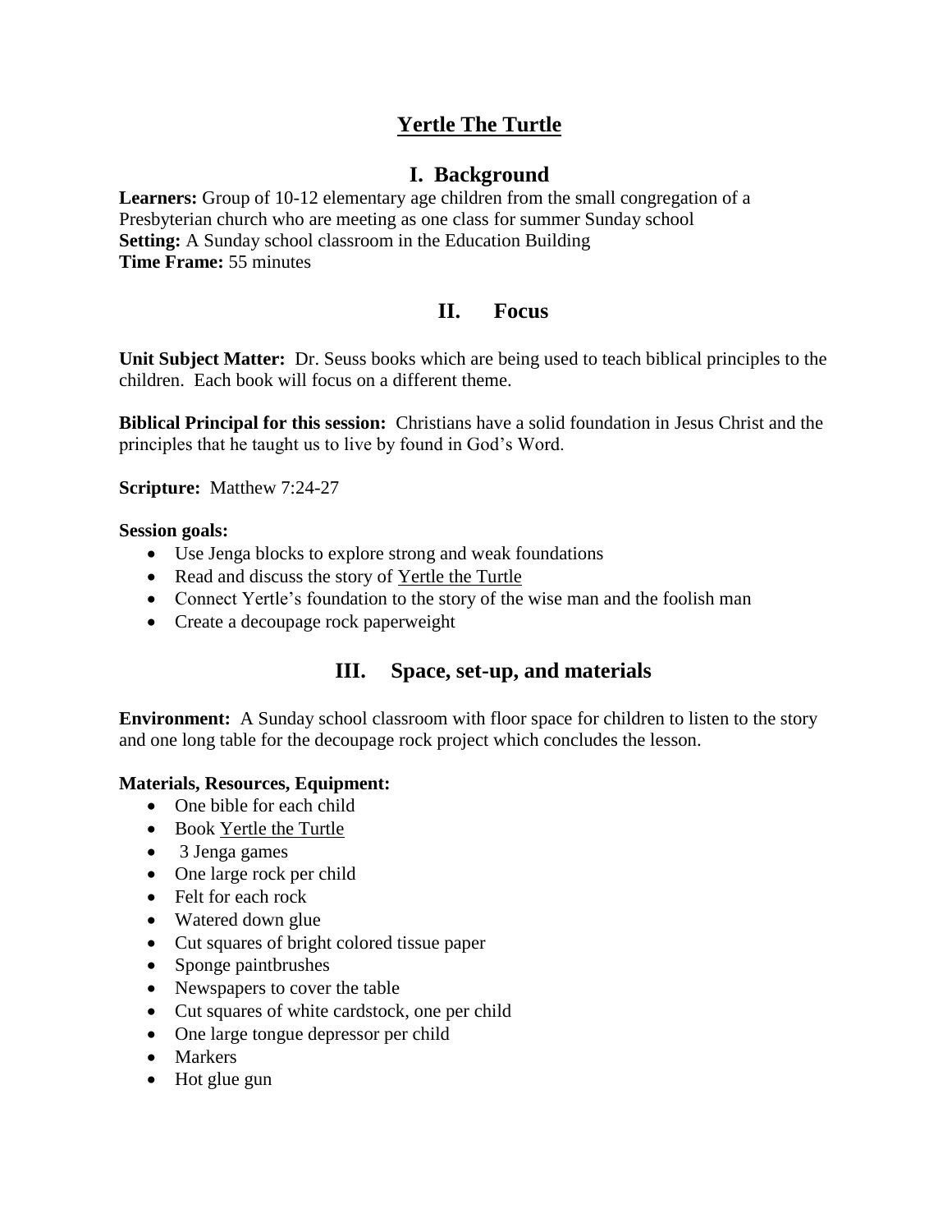# Yertle The Turtle

## I. Background

**Learners:** Group of 10-12 elementary age children from the small congregation of a Presbyterian church who are meeting as one class for summer Sunday school
**Setting:** A Sunday school classroom in the Education Building
**Time Frame:** 55 minutes

## II. Focus

**Unit Subject Matter:** Dr. Seuss books which are being used to teach biblical principles to the children. Each book will focus on a different theme.

**Biblical Principal for this session:** Christians have a solid foundation in Jesus Christ and the principles that he taught us to live by found in God's Word.

**Scripture:** Matthew 7:24-27

**Session goals:**

- Use Jenga blocks to explore strong and weak foundations
- Read and discuss the story of Yertle the Turtle
- Connect Yertle's foundation to the story of the wise man and the foolish man
- Create a decoupage rock paperweight

## III. Space, set-up, and materials

**Environment:** A Sunday school classroom with floor space for children to listen to the story and one long table for the decoupage rock project which concludes the lesson.

**Materials, Resources, Equipment:**

- One bible for each child
- Book Yertle the Turtle
- 3 Jenga games
- One large rock per child
- Felt for each rock
- Watered down glue
- Cut squares of bright colored tissue paper
- Sponge paintbrushes
- Newspapers to cover the table
- Cut squares of white cardstock, one per child
- One large tongue depressor per child
- Markers
- Hot glue gun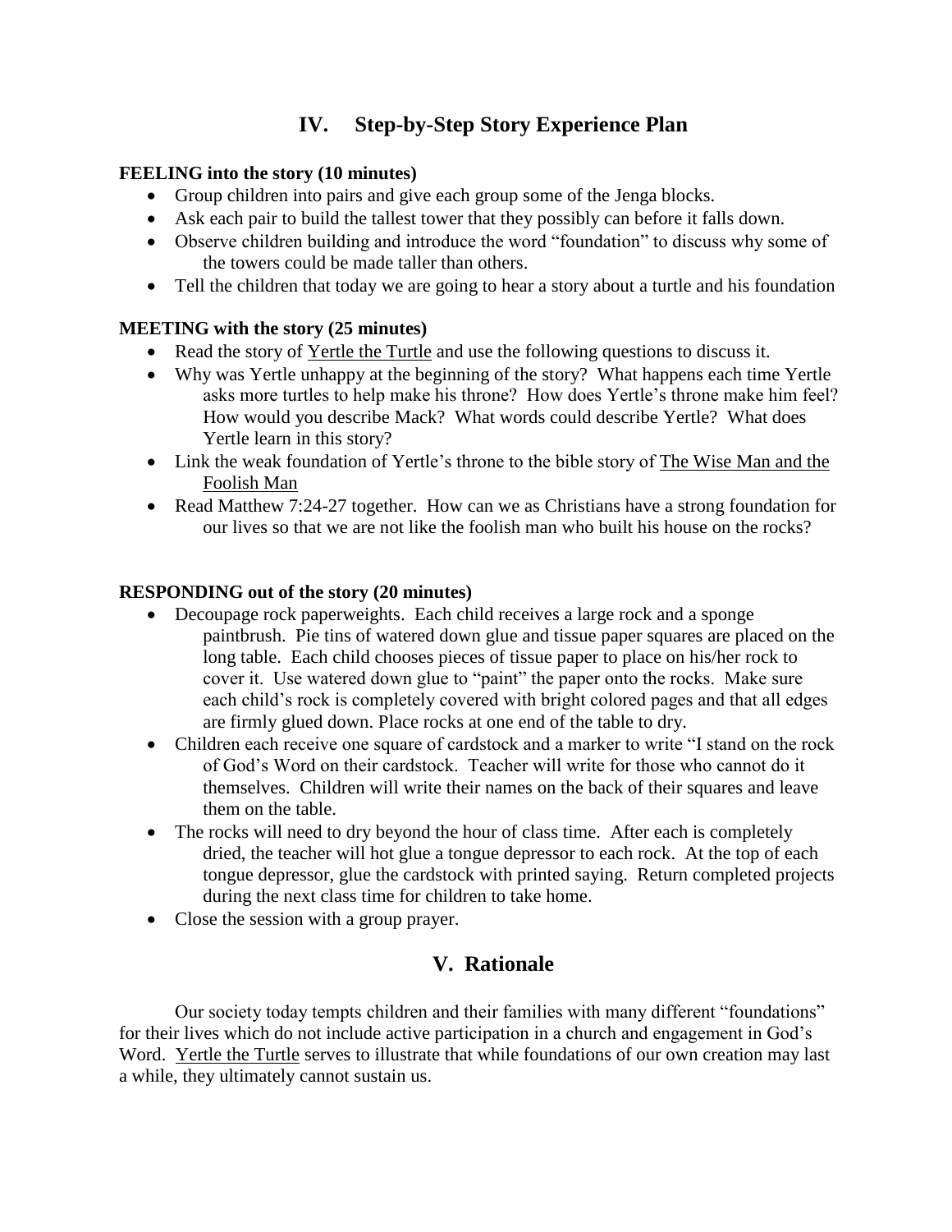## IV. Step-by-Step Story Experience Plan

**FEELING into the story (10 minutes)**

- Group children into pairs and give each group some of the Jenga blocks.
- Ask each pair to build the tallest tower that they possibly can before it falls down.
- Observe children building and introduce the word "foundation" to discuss why some of the towers could be made taller than others.
- Tell the children that today we are going to hear a story about a turtle and his foundation

**MEETING with the story (25 minutes)**

- Read the story of Yertle the Turtle and use the following questions to discuss it.
- Why was Yertle unhappy at the beginning of the story? What happens each time Yertle asks more turtles to help make his throne? How does Yertle's throne make him feel? How would you describe Mack? What words could describe Yertle? What does Yertle learn in this story?
- Link the weak foundation of Yertle's throne to the bible story of The Wise Man and the Foolish Man
- Read Matthew 7:24-27 together. How can we as Christians have a strong foundation for our lives so that we are not like the foolish man who built his house on the rocks?

**RESPONDING out of the story (20 minutes)**

- Decoupage rock paperweights. Each child receives a large rock and a sponge paintbrush. Pie tins of watered down glue and tissue paper squares are placed on the long table. Each child chooses pieces of tissue paper to place on his/her rock to cover it. Use watered down glue to "paint" the paper onto the rocks. Make sure each child's rock is completely covered with bright colored pages and that all edges are firmly glued down. Place rocks at one end of the table to dry.
- Children each receive one square of cardstock and a marker to write "I stand on the rock of God's Word on their cardstock. Teacher will write for those who cannot do it themselves. Children will write their names on the back of their squares and leave them on the table.
- The rocks will need to dry beyond the hour of class time. After each is completely dried, the teacher will hot glue a tongue depressor to each rock. At the top of each tongue depressor, glue the cardstock with printed saying. Return completed projects during the next class time for children to take home.
- Close the session with a group prayer.

## V. Rationale

Our society today tempts children and their families with many different "foundations" for their lives which do not include active participation in a church and engagement in God's Word. Yertle the Turtle serves to illustrate that while foundations of our own creation may last a while, they ultimately cannot sustain us.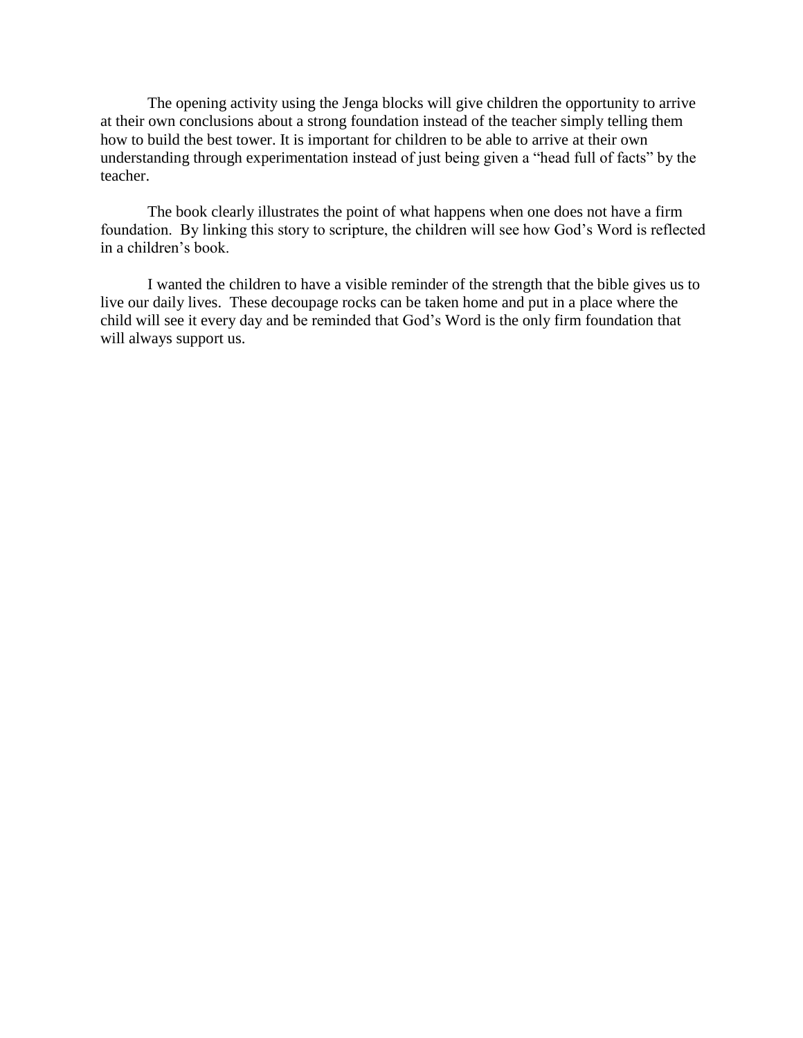The opening activity using the Jenga blocks will give children the opportunity to arrive at their own conclusions about a strong foundation instead of the teacher simply telling them how to build the best tower. It is important for children to be able to arrive at their own understanding through experimentation instead of just being given a "head full of facts" by the teacher.

The book clearly illustrates the point of what happens when one does not have a firm foundation. By linking this story to scripture, the children will see how God's Word is reflected in a children's book.

I wanted the children to have a visible reminder of the strength that the bible gives us to live our daily lives. These decoupage rocks can be taken home and put in a place where the child will see it every day and be reminded that God's Word is the only firm foundation that will always support us.